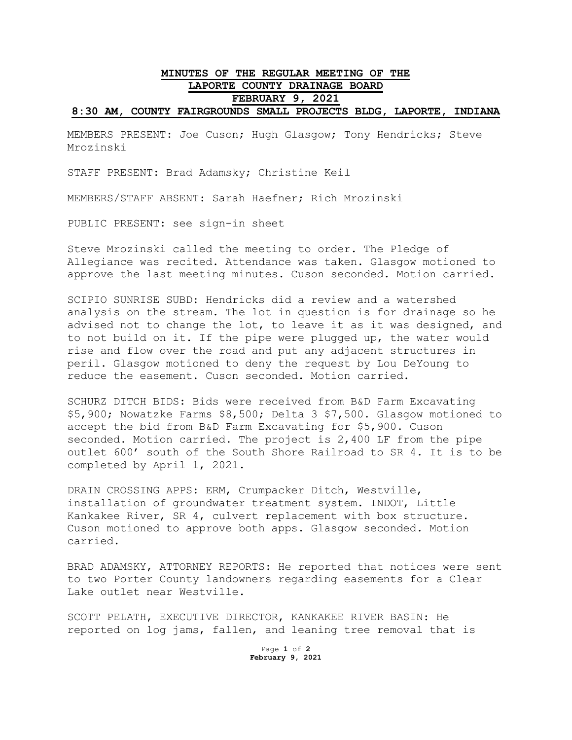# MINUTES OF THE REGULAR MEETING OF THE LAPORTE COUNTY DRAINAGE BOARD FEBRUARY 9, 2021

## 8:30 AM, COUNTY FAIRGROUNDS SMALL PROJECTS BLDG, LAPORTE, INDIANA

MEMBERS PRESENT: Joe Cuson; Hugh Glasgow; Tony Hendricks; Steve Mrozinski

STAFF PRESENT: Brad Adamsky; Christine Keil

MEMBERS/STAFF ABSENT: Sarah Haefner; Rich Mrozinski

PUBLIC PRESENT: see sign-in sheet

Steve Mrozinski called the meeting to order. The Pledge of Allegiance was recited. Attendance was taken. Glasgow motioned to approve the last meeting minutes. Cuson seconded. Motion carried.

SCIPIO SUNRISE SUBD: Hendricks did a review and a watershed analysis on the stream. The lot in question is for drainage so he advised not to change the lot, to leave it as it was designed, and to not build on it. If the pipe were plugged up, the water would rise and flow over the road and put any adjacent structures in peril. Glasgow motioned to deny the request by Lou DeYoung to reduce the easement. Cuson seconded. Motion carried.

SCHURZ DITCH BIDS: Bids were received from B&D Farm Excavating $5,900; Nowatzke Farms $8,500; Delta 3 $7,500. Glasgow motioned to accept the bid from B&D Farm Excavating for $5,900. Cuson seconded. Motion carried. The project is 2,400 LF from the pipe outlet 600' south of the South Shore Railroad to SR 4. It is to be completed by April 1, 2021.

DRAIN CROSSING APPS: ERM, Crumpacker Ditch, Westville, installation of groundwater treatment system. INDOT, Little Kankakee River, SR 4, culvert replacement with box structure. Cuson motioned to approve both apps. Glasgow seconded. Motion carried.

BRAD ADAMSKY, ATTORNEY REPORTS: He reported that notices were sent to two Porter County landowners regarding easements for a Clear Lake outlet near Westville.

SCOTT PELATH, EXECUTIVE DIRECTOR, KANKAKEE RIVER BASIN: He reported on log jams, fallen, and leaning tree removal that is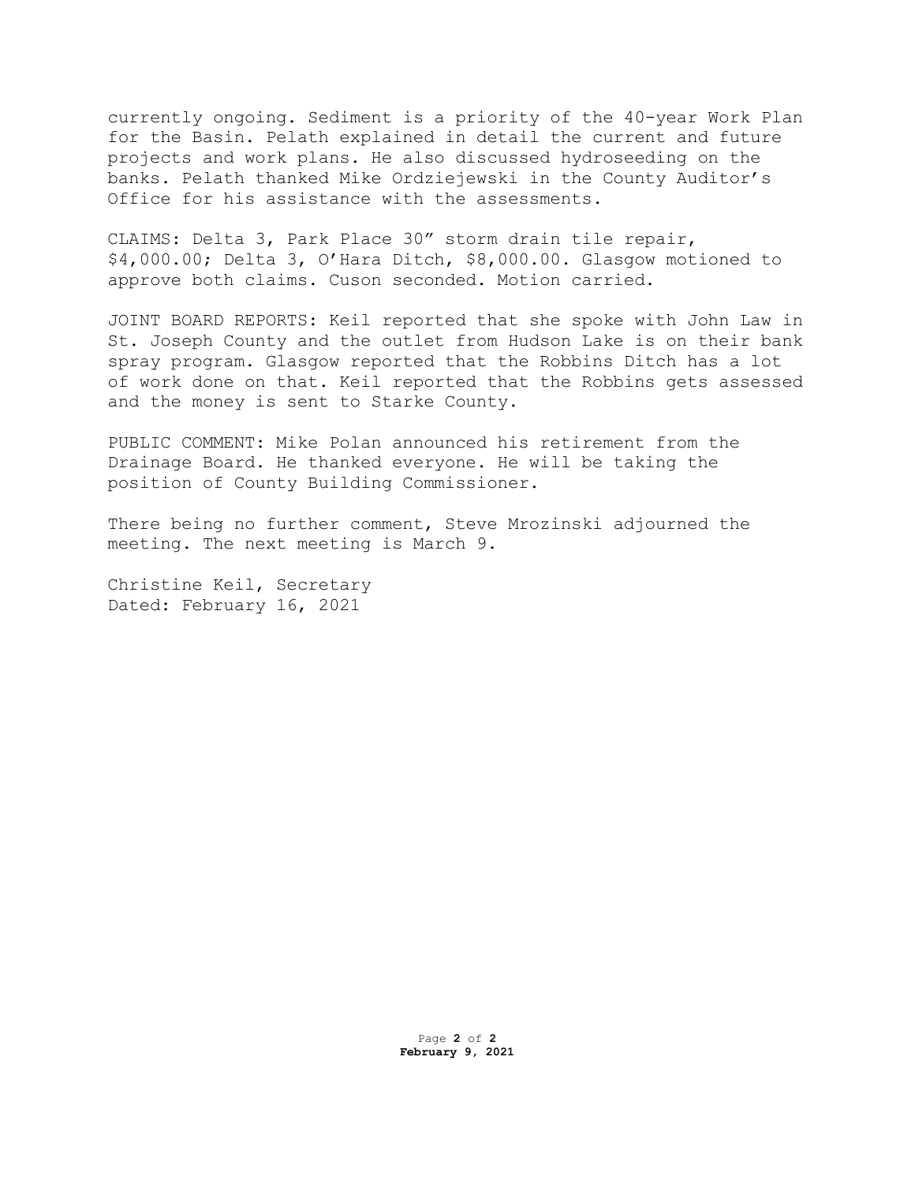currently ongoing. Sediment is a priority of the 40-year Work Plan for the Basin. Pelath explained in detail the current and future projects and work plans. He also discussed hydroseeding on the banks. Pelath thanked Mike Ordziejewski in the County Auditor's Office for his assistance with the assessments.

CLAIMS: Delta 3, Park Place 30" storm drain tile repair, $4,000.00; Delta 3, O'Hara Ditch, $8,000.00. Glasgow motioned to approve both claims. Cuson seconded. Motion carried.

JOINT BOARD REPORTS: Keil reported that she spoke with John Law in St. Joseph County and the outlet from Hudson Lake is on their bank spray program. Glasgow reported that the Robbins Ditch has a lot of work done on that. Keil reported that the Robbins gets assessed and the money is sent to Starke County.

PUBLIC COMMENT: Mike Polan announced his retirement from the Drainage Board. He thanked everyone. He will be taking the position of County Building Commissioner.

There being no further comment, Steve Mrozinski adjourned the meeting. The next meeting is March 9.

Christine Keil, Secretary
Dated: February 16, 2021